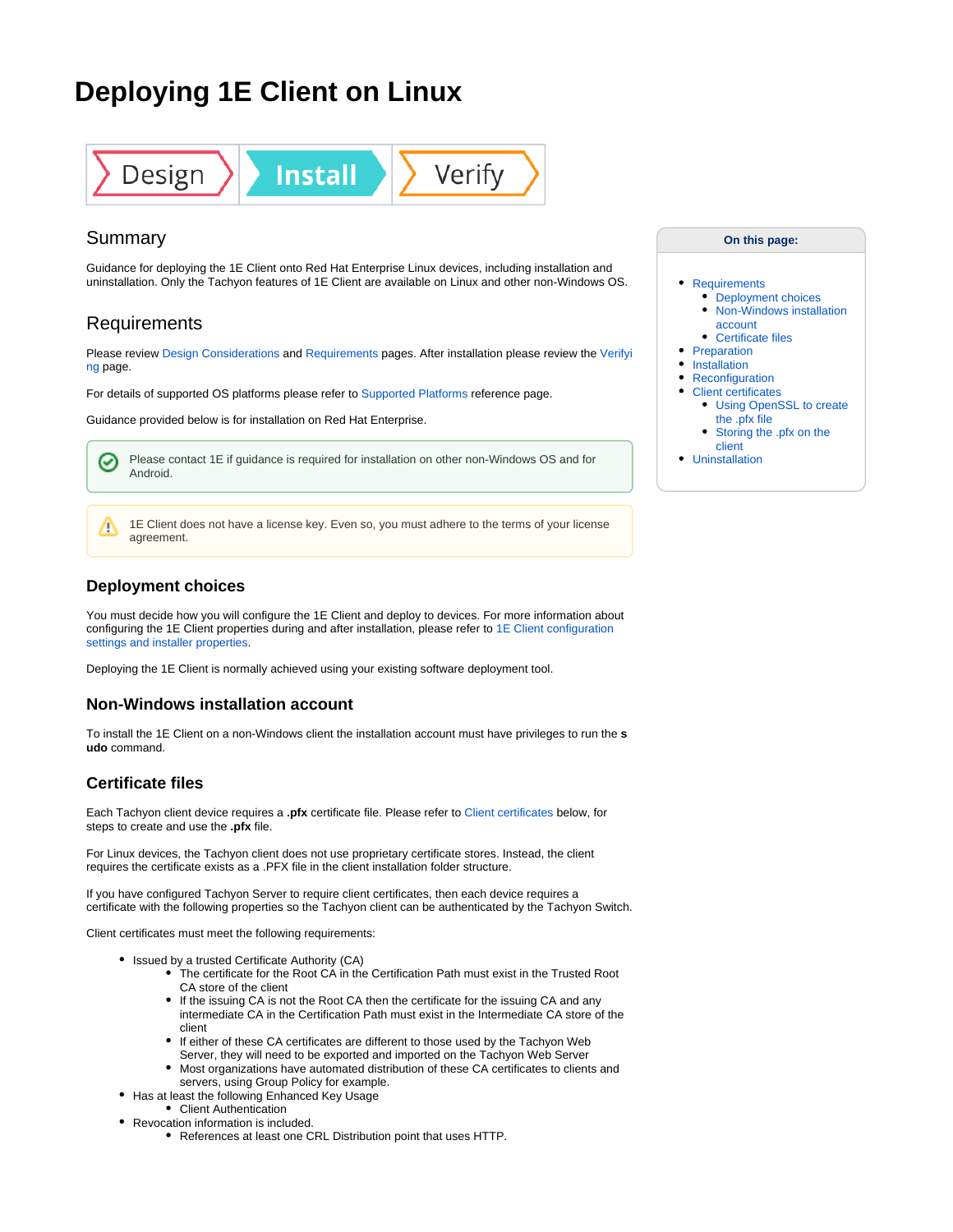# Deploying 1E Client on Linux

Design | Install | Verify

## Summary

Guidance for deploying the 1E Client onto Red Hat Enterprise Linux devices, including installation and uninstallation. Only the Tachyon features of 1E Client are available on Linux and other non-Windows OS.

**On this page:**

- Requirements
  - Deployment choices
  - Non-Windows installation account
  - Certificate files
- Preparation
- Installation
- Reconfiguration
- Client certificates
  - Using OpenSSL to create the .pfx file
  - Storing the .pfx on the client
- Uninstallation

## Requirements

Please review Design Considerations and Requirements pages. After installation please review the Verifying page.

For details of supported OS platforms please refer to Supported Platforms reference page.

Guidance provided below is for installation on Red Hat Enterprise.

Please contact 1E if guidance is required for installation on other non-Windows OS and for Android.

1E Client does not have a license key. Even so, you must adhere to the terms of your license agreement.

### Deployment choices

You must decide how you will configure the 1E Client and deploy to devices. For more information about configuring the 1E Client properties during and after installation, please refer to 1E Client configuration settings and installer properties.

Deploying the 1E Client is normally achieved using your existing software deployment tool.

### Non-Windows installation account

To install the 1E Client on a non-Windows client the installation account must have privileges to run the **sudo** command.

### Certificate files

Each Tachyon client device requires a **.pfx** certificate file. Please refer to Client certificates below, for steps to create and use the **.pfx** file.

For Linux devices, the Tachyon client does not use proprietary certificate stores. Instead, the client requires the certificate exists as a .PFX file in the client installation folder structure.

If you have configured Tachyon Server to require client certificates, then each device requires a certificate with the following properties so the Tachyon client can be authenticated by the Tachyon Switch.

Client certificates must meet the following requirements:

- Issued by a trusted Certificate Authority (CA)
  - The certificate for the Root CA in the Certification Path must exist in the Trusted Root CA store of the client
  - If the issuing CA is not the Root CA then the certificate for the issuing CA and any intermediate CA in the Certification Path must exist in the Intermediate CA store of the client
  - If either of these CA certificates are different to those used by the Tachyon Web Server, they will need to be exported and imported on the Tachyon Web Server
  - Most organizations have automated distribution of these CA certificates to clients and servers, using Group Policy for example.
- Has at least the following Enhanced Key Usage
  - Client Authentication
- Revocation information is included.
  - References at least one CRL Distribution point that uses HTTP.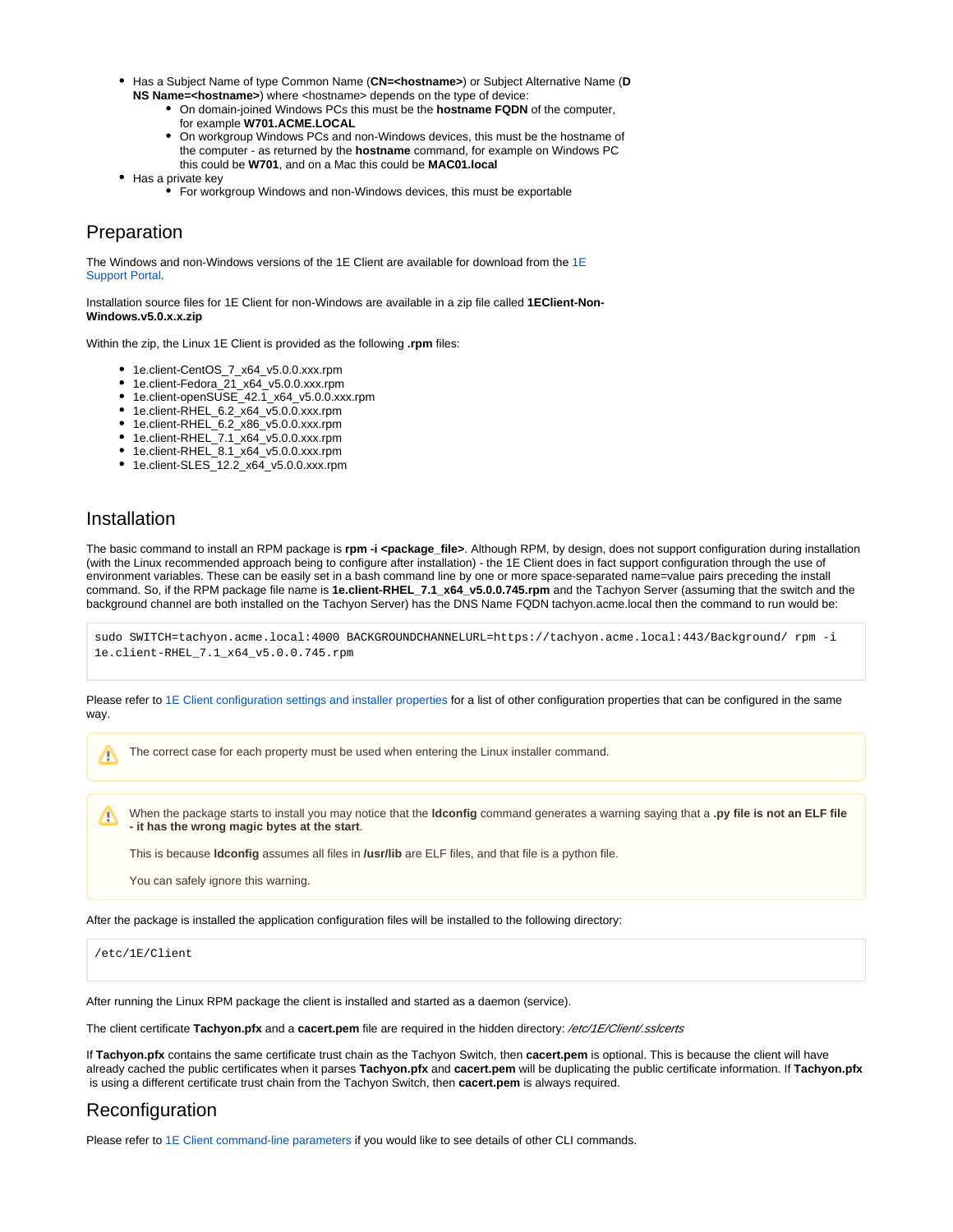- Has a Subject Name of type Common Name (**CN=<hostname>**) or Subject Alternative Name (**DNS Name=<hostname>**) where <hostname> depends on the type of device:
    - On domain-joined Windows PCs this must be the **hostname FQDN** of the computer, for example **W701.ACME.LOCAL**
    - On workgroup Windows PCs and non-Windows devices, this must be the hostname of the computer - as returned by the **hostname** command, for example on Windows PC this could be **W701**, and on a Mac this could be **MAC01.local**
- Has a private key
    - For workgroup Windows and non-Windows devices, this must be exportable

## Preparation

The Windows and non-Windows versions of the 1E Client are available for download from the 1E Support Portal.

Installation source files for 1E Client for non-Windows are available in a zip file called **1EClient-Non-Windows.v5.0.x.x.zip**

Within the zip, the Linux 1E Client is provided as the following **.rpm** files:

- 1e.client-CentOS_7_x64_v5.0.0.xxx.rpm
- 1e.client-Fedora_21_x64_v5.0.0.xxx.rpm
- 1e.client-openSUSE_42.1_x64_v5.0.0.xxx.rpm
- 1e.client-RHEL_6.2_x64_v5.0.0.xxx.rpm
- 1e.client-RHEL_6.2_x86_v5.0.0.xxx.rpm
- 1e.client-RHEL_7.1_x64_v5.0.0.xxx.rpm
- 1e.client-RHEL_8.1_x64_v5.0.0.xxx.rpm
- 1e.client-SLES_12.2_x64_v5.0.0.xxx.rpm

## Installation

The basic command to install an RPM package is **rpm -i <package_file>**. Although RPM, by design, does not support configuration during installation (with the Linux recommended approach being to configure after installation) - the 1E Client does in fact support configuration through the use of environment variables. These can be easily set in a bash command line by one or more space-separated name=value pairs preceding the install command. So, if the RPM package file name is **1e.client-RHEL_7.1_x64_v5.0.0.745.rpm** and the Tachyon Server (assuming that the switch and the background channel are both installed on the Tachyon Server) has the DNS Name FQDN tachyon.acme.local then the command to run would be:

```
sudo SWITCH=tachyon.acme.local:4000 BACKGROUNDCHANNELURL=https://tachyon.acme.local:443/Background/ rpm -i
1e.client-RHEL_7.1_x64_v5.0.0.745.rpm
```

Please refer to 1E Client configuration settings and installer properties for a list of other configuration properties that can be configured in the same way.

> ⚠ The correct case for each property must be used when entering the Linux installer command.

> ⚠ When the package starts to install you may notice that the **ldconfig** command generates a warning saying that a **.py file is not an ELF file - it has the wrong magic bytes at the start**.
>
> This is because **ldconfig** assumes all files in **/usr/lib** are ELF files, and that file is a python file.
>
> You can safely ignore this warning.

After the package is installed the application configuration files will be installed to the following directory:

```
/etc/1E/Client
```

After running the Linux RPM package the client is installed and started as a daemon (service).

The client certificate **Tachyon.pfx** and a **cacert.pem** file are required in the hidden directory: */etc/1E/Client/.sslcerts*

If **Tachyon.pfx** contains the same certificate trust chain as the Tachyon Switch, then **cacert.pem** is optional. This is because the client will have already cached the public certificates when it parses **Tachyon.pfx** and **cacert.pem** will be duplicating the public certificate information. If **Tachyon.pfx** is using a different certificate trust chain from the Tachyon Switch, then **cacert.pem** is always required.

## Reconfiguration

Please refer to 1E Client command-line parameters if you would like to see details of other CLI commands.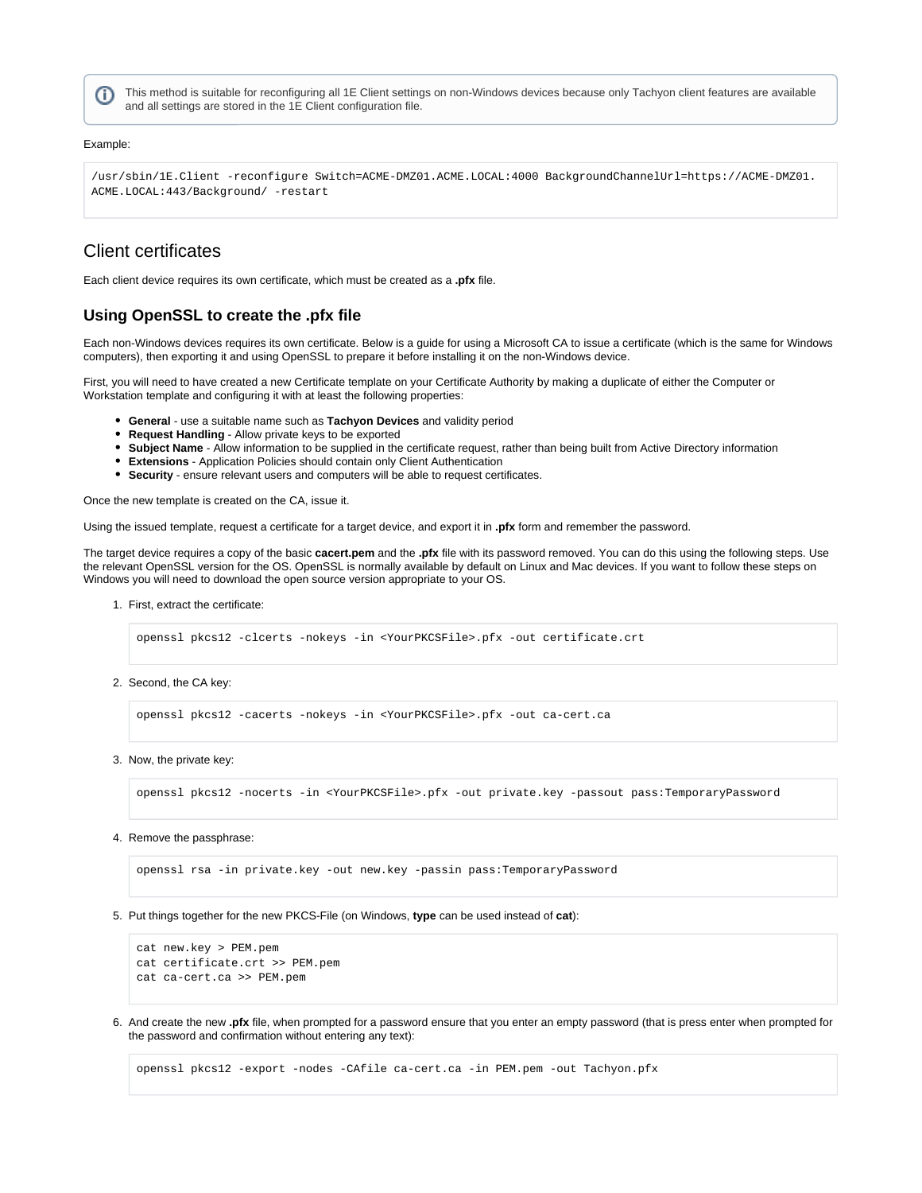> ⓘ This method is suitable for reconfiguring all 1E Client settings on non-Windows devices because only Tachyon client features are available and all settings are stored in the 1E Client configuration file.

Example:

```
/usr/sbin/1E.Client -reconfigure Switch=ACME-DMZ01.ACME.LOCAL:4000 BackgroundChannelUrl=https://ACME-DMZ01.
ACME.LOCAL:443/Background/ -restart
```

## Client certificates

Each client device requires its own certificate, which must be created as a **.pfx** file.

### Using OpenSSL to create the .pfx file

Each non-Windows devices requires its own certificate. Below is a guide for using a Microsoft CA to issue a certificate (which is the same for Windows computers), then exporting it and using OpenSSL to prepare it before installing it on the non-Windows device.

First, you will need to have created a new Certificate template on your Certificate Authority by making a duplicate of either the Computer or Workstation template and configuring it with at least the following properties:

- **General** - use a suitable name such as **Tachyon Devices** and validity period
- **Request Handling** - Allow private keys to be exported
- **Subject Name** - Allow information to be supplied in the certificate request, rather than being built from Active Directory information
- **Extensions** - Application Policies should contain only Client Authentication
- **Security** - ensure relevant users and computers will be able to request certificates.

Once the new template is created on the CA, issue it.

Using the issued template, request a certificate for a target device, and export it in **.pfx** form and remember the password.

The target device requires a copy of the basic **cacert.pem** and the **.pfx** file with its password removed. You can do this using the following steps. Use the relevant OpenSSL version for the OS. OpenSSL is normally available by default on Linux and Mac devices. If you want to follow these steps on Windows you will need to download the open source version appropriate to your OS.

1. First, extract the certificate:

   ```
   openssl pkcs12 -clcerts -nokeys -in <YourPKCSFile>.pfx -out certificate.crt
   ```

2. Second, the CA key:

   ```
   openssl pkcs12 -cacerts -nokeys -in <YourPKCSFile>.pfx -out ca-cert.ca
   ```

3. Now, the private key:

   ```
   openssl pkcs12 -nocerts -in <YourPKCSFile>.pfx -out private.key -passout pass:TemporaryPassword
   ```

4. Remove the passphrase:

   ```
   openssl rsa -in private.key -out new.key -passin pass:TemporaryPassword
   ```

5. Put things together for the new PKCS-File (on Windows, **type** can be used instead of **cat**):

   ```
   cat new.key > PEM.pem
   cat certificate.crt >> PEM.pem
   cat ca-cert.ca >> PEM.pem
   ```

6. And create the new **.pfx** file, when prompted for a password ensure that you enter an empty password (that is press enter when prompted for the password and confirmation without entering any text):

   ```
   openssl pkcs12 -export -nodes -CAfile ca-cert.ca -in PEM.pem -out Tachyon.pfx
   ```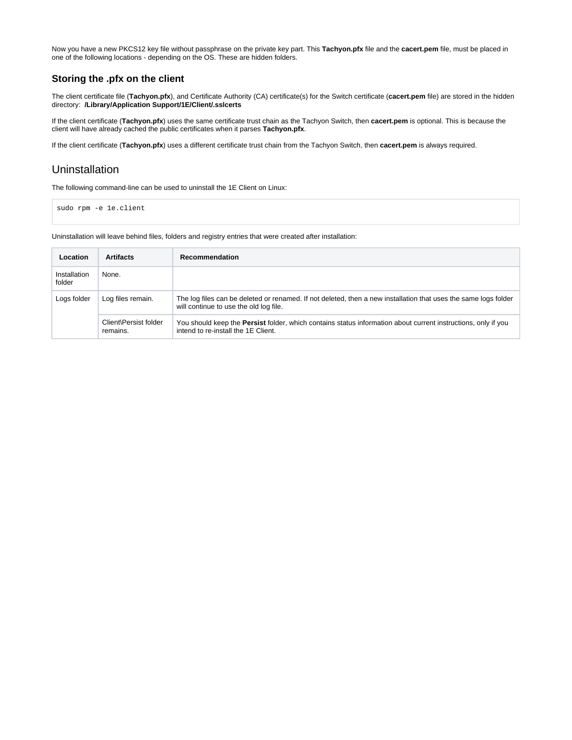Now you have a new PKCS12 key file without passphrase on the private key part. This **Tachyon.pfx** file and the **cacert.pem** file, must be placed in one of the following locations - depending on the OS. These are hidden folders.

### Storing the .pfx on the client

The client certificate file (**Tachyon.pfx**), and Certificate Authority (CA) certificate(s) for the Switch certificate (**cacert.pem** file) are stored in the hidden directory: **/Library/Application Support/1E/Client/.sslcerts**

If the client certificate (**Tachyon.pfx**) uses the same certificate trust chain as the Tachyon Switch, then **cacert.pem** is optional. This is because the client will have already cached the public certificates when it parses **Tachyon.pfx**.

If the client certificate (**Tachyon.pfx**) uses a different certificate trust chain from the Tachyon Switch, then **cacert.pem** is always required.

## Uninstallation

The following command-line can be used to uninstall the 1E Client on Linux:

```
sudo rpm -e 1e.client
```

Uninstallation will leave behind files, folders and registry entries that were created after installation:

| Location | Artifacts | Recommendation |
|---|---|---|
| Installation folder | None. | |
| Logs folder | Log files remain. | The log files can be deleted or renamed. If not deleted, then a new installation that uses the same logs folder will continue to use the old log file. |
| | Client\Persist folder remains. | You should keep the **Persist** folder, which contains status information about current instructions, only if you intend to re-install the 1E Client. |